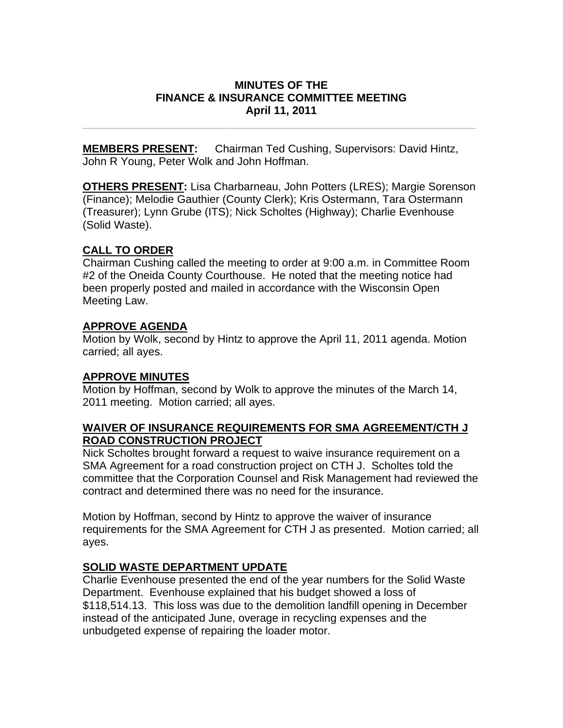# MINUTES OF THE FINANCE & INSURANCE COMMITTEE MEETING April 11, 2011

---

**MEMBERS PRESENT:** Chairman Ted Cushing, Supervisors: David Hintz, John R Young, Peter Wolk and John Hoffman.

**OTHERS PRESENT:** Lisa Charbarneau, John Potters (LRES); Margie Sorenson (Finance); Melodie Gauthier (County Clerk); Kris Ostermann, Tara Ostermann (Treasurer); Lynn Grube (ITS); Nick Scholtes (Highway); Charlie Evenhouse (Solid Waste).

## CALL TO ORDER

Chairman Cushing called the meeting to order at 9:00 a.m. in Committee Room #2 of the Oneida County Courthouse. He noted that the meeting notice had been properly posted and mailed in accordance with the Wisconsin Open Meeting Law.

## APPROVE AGENDA

Motion by Wolk, second by Hintz to approve the April 11, 2011 agenda. Motion carried; all ayes.

## APPROVE MINUTES

Motion by Hoffman, second by Wolk to approve the minutes of the March 14, 2011 meeting. Motion carried; all ayes.

## WAIVER OF INSURANCE REQUIREMENTS FOR SMA AGREEMENT/CTH J ROAD CONSTRUCTION PROJECT

Nick Scholtes brought forward a request to waive insurance requirement on a SMA Agreement for a road construction project on CTH J. Scholtes told the committee that the Corporation Counsel and Risk Management had reviewed the contract and determined there was no need for the insurance.

Motion by Hoffman, second by Hintz to approve the waiver of insurance requirements for the SMA Agreement for CTH J as presented. Motion carried; all ayes.

## SOLID WASTE DEPARTMENT UPDATE

Charlie Evenhouse presented the end of the year numbers for the Solid Waste Department. Evenhouse explained that his budget showed a loss of $118,514.13. This loss was due to the demolition landfill opening in December instead of the anticipated June, overage in recycling expenses and the unbudgeted expense of repairing the loader motor.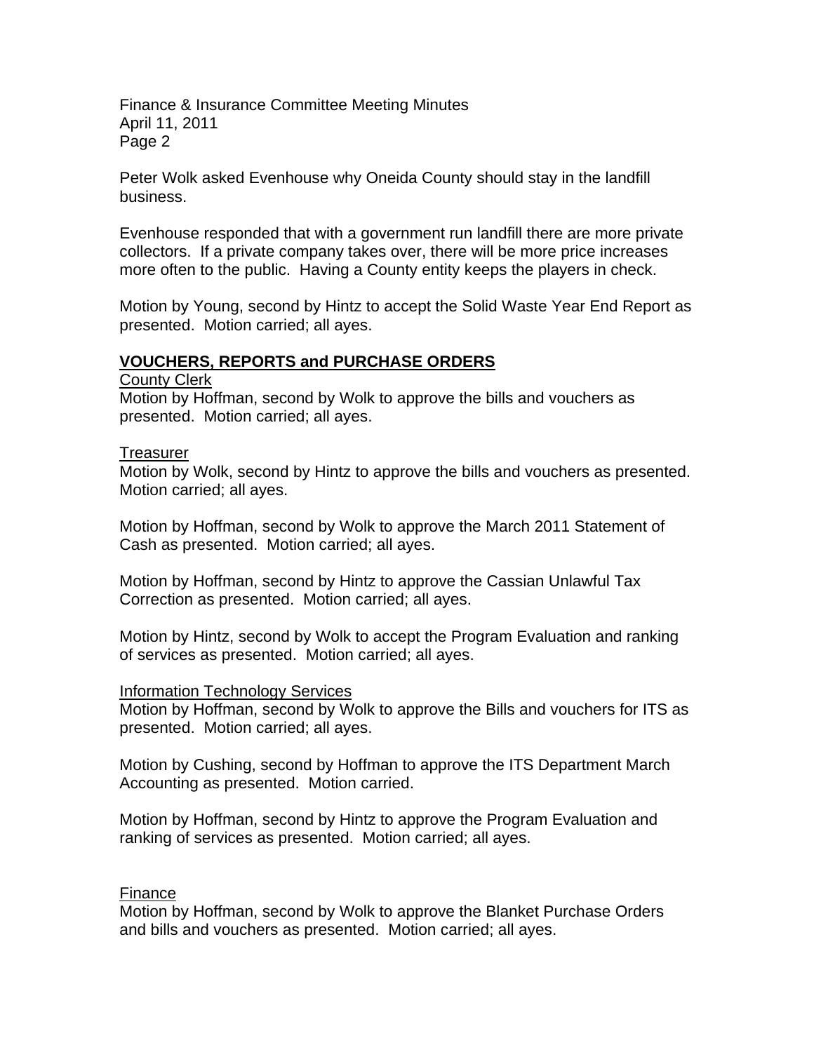Peter Wolk asked Evenhouse why Oneida County should stay in the landfill business.

Evenhouse responded that with a government run landfill there are more private collectors. If a private company takes over, there will be more price increases more often to the public. Having a County entity keeps the players in check.

Motion by Young, second by Hintz to accept the Solid Waste Year End Report as presented. Motion carried; all ayes.

## VOUCHERS, REPORTS and PURCHASE ORDERS

County Clerk

Motion by Hoffman, second by Wolk to approve the bills and vouchers as presented. Motion carried; all ayes.

Treasurer

Motion by Wolk, second by Hintz to approve the bills and vouchers as presented. Motion carried; all ayes.

Motion by Hoffman, second by Wolk to approve the March 2011 Statement of Cash as presented. Motion carried; all ayes.

Motion by Hoffman, second by Hintz to approve the Cassian Unlawful Tax Correction as presented. Motion carried; all ayes.

Motion by Hintz, second by Wolk to accept the Program Evaluation and ranking of services as presented. Motion carried; all ayes.

Information Technology Services

Motion by Hoffman, second by Wolk to approve the Bills and vouchers for ITS as presented. Motion carried; all ayes.

Motion by Cushing, second by Hoffman to approve the ITS Department March Accounting as presented. Motion carried.

Motion by Hoffman, second by Hintz to approve the Program Evaluation and ranking of services as presented. Motion carried; all ayes.

Finance

Motion by Hoffman, second by Wolk to approve the Blanket Purchase Orders and bills and vouchers as presented. Motion carried; all ayes.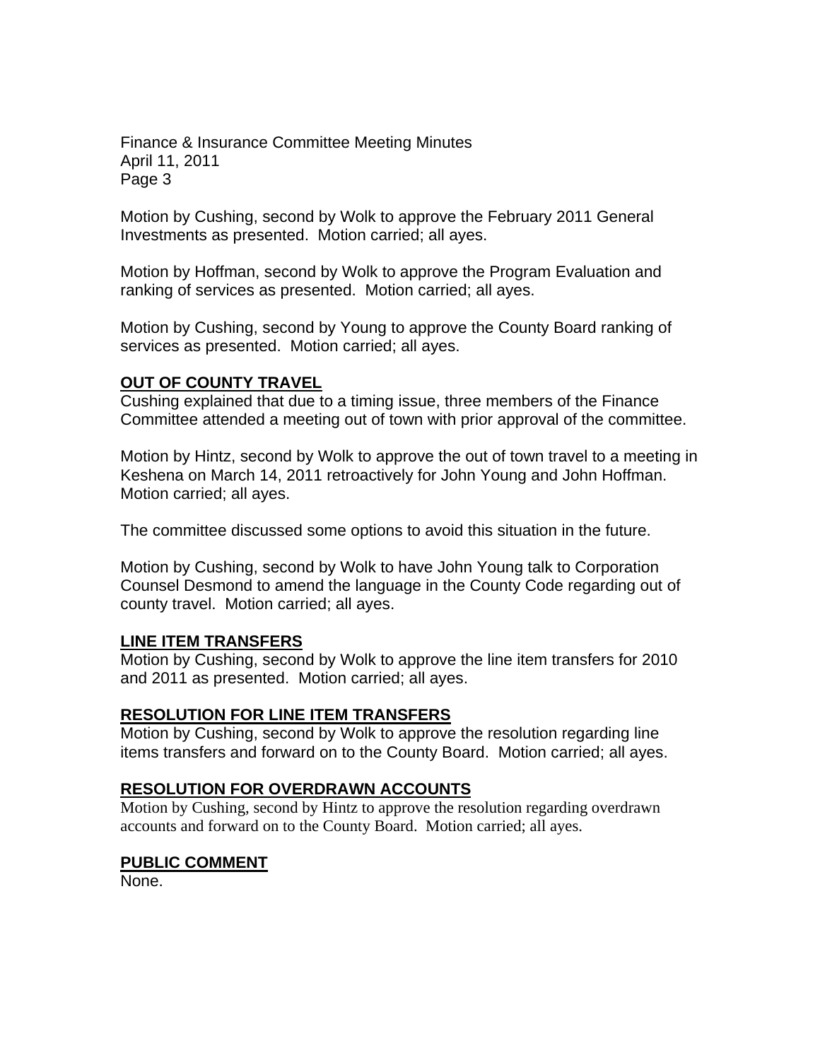Motion by Cushing, second by Wolk to approve the February 2011 General Investments as presented. Motion carried; all ayes.

Motion by Hoffman, second by Wolk to approve the Program Evaluation and ranking of services as presented. Motion carried; all ayes.

Motion by Cushing, second by Young to approve the County Board ranking of services as presented. Motion carried; all ayes.

## OUT OF COUNTY TRAVEL

Cushing explained that due to a timing issue, three members of the Finance Committee attended a meeting out of town with prior approval of the committee.

Motion by Hintz, second by Wolk to approve the out of town travel to a meeting in Keshena on March 14, 2011 retroactively for John Young and John Hoffman. Motion carried; all ayes.

The committee discussed some options to avoid this situation in the future.

Motion by Cushing, second by Wolk to have John Young talk to Corporation Counsel Desmond to amend the language in the County Code regarding out of county travel. Motion carried; all ayes.

## LINE ITEM TRANSFERS

Motion by Cushing, second by Wolk to approve the line item transfers for 2010 and 2011 as presented. Motion carried; all ayes.

## RESOLUTION FOR LINE ITEM TRANSFERS

Motion by Cushing, second by Wolk to approve the resolution regarding line items transfers and forward on to the County Board. Motion carried; all ayes.

## RESOLUTION FOR OVERDRAWN ACCOUNTS

Motion by Cushing, second by Hintz to approve the resolution regarding overdrawn accounts and forward on to the County Board. Motion carried; all ayes.

## PUBLIC COMMENT

None.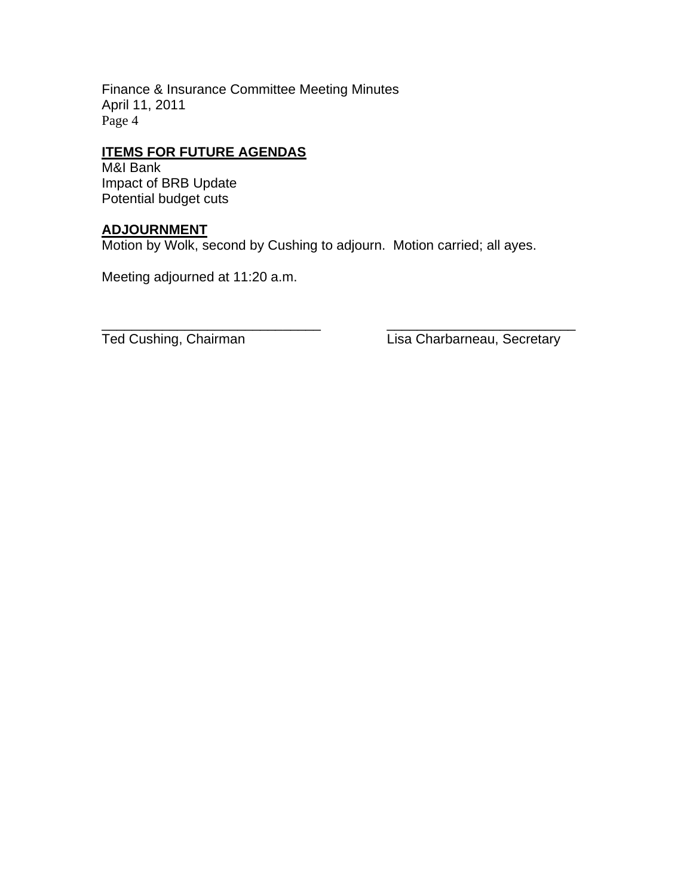## ITEMS FOR FUTURE AGENDAS

M&I Bank
Impact of BRB Update
Potential budget cuts

## ADJOURNMENT

Motion by Wolk, second by Cushing to adjourn. Motion carried; all ayes.

Meeting adjourned at 11:20 a.m.

______________________________ Ted Cushing, Chairman

__________________________ Lisa Charbarneau, Secretary